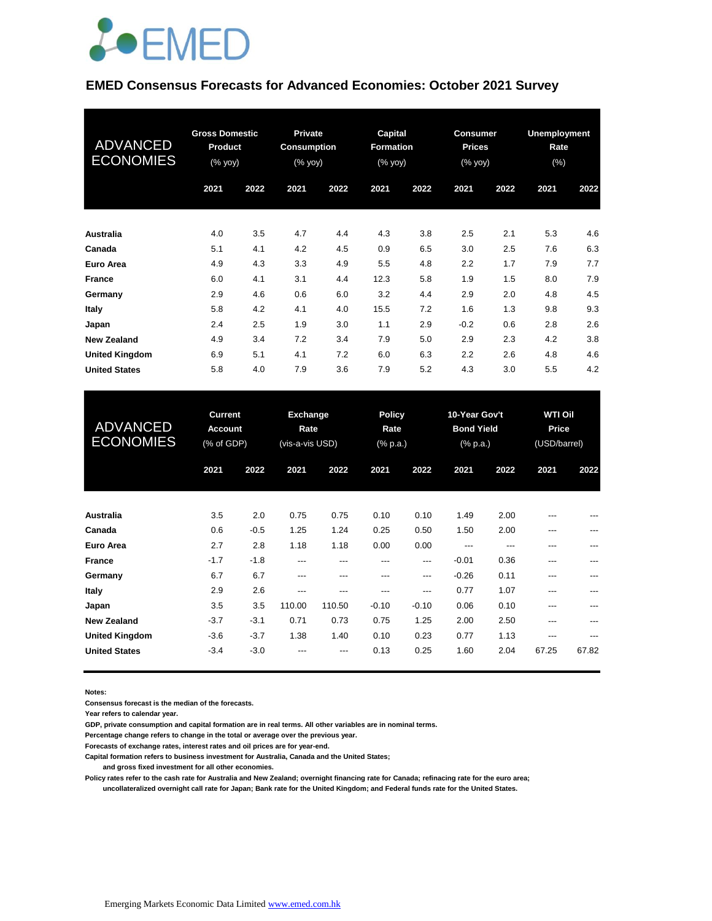EMED

## EMED Consensus Forecasts for Advanced Economies: October 2021 Survey

| ADVANCED ECONOMIES | Gross Domestic Product (% yoy) | | Private Consumption (% yoy) | | Capital Formation (% yoy) | | Consumer Prices (% yoy) | | Unemployment Rate (%) | |
|---|---|---|---|---|---|---|---|---|---|---|
| | 2021 | 2022 | 2021 | 2022 | 2021 | 2022 | 2021 | 2022 | 2021 | 2022 |
| **Australia** | 4.0 | 3.5 | 4.7 | 4.4 | 4.3 | 3.8 | 2.5 | 2.1 | 5.3 | 4.6 |
| **Canada** | 5.1 | 4.1 | 4.2 | 4.5 | 0.9 | 6.5 | 3.0 | 2.5 | 7.6 | 6.3 |
| **Euro Area** | 4.9 | 4.3 | 3.3 | 4.9 | 5.5 | 4.8 | 2.2 | 1.7 | 7.9 | 7.7 |
| **France** | 6.0 | 4.1 | 3.1 | 4.4 | 12.3 | 5.8 | 1.9 | 1.5 | 8.0 | 7.9 |
| **Germany** | 2.9 | 4.6 | 0.6 | 6.0 | 3.2 | 4.4 | 2.9 | 2.0 | 4.8 | 4.5 |
| **Italy** | 5.8 | 4.2 | 4.1 | 4.0 | 15.5 | 7.2 | 1.6 | 1.3 | 9.8 | 9.3 |
| **Japan** | 2.4 | 2.5 | 1.9 | 3.0 | 1.1 | 2.9 | -0.2 | 0.6 | 2.8 | 2.6 |
| **New Zealand** | 4.9 | 3.4 | 7.2 | 3.4 | 7.9 | 5.0 | 2.9 | 2.3 | 4.2 | 3.8 |
| **United Kingdom** | 6.9 | 5.1 | 4.1 | 7.2 | 6.0 | 6.3 | 2.2 | 2.6 | 4.8 | 4.6 |
| **United States** | 5.8 | 4.0 | 7.9 | 3.6 | 7.9 | 5.2 | 4.3 | 3.0 | 5.5 | 4.2 |

| ADVANCED ECONOMIES | Current Account (% of GDP) | | Exchange Rate (vis-a-vis USD) | | Policy Rate (% p.a.) | | 10-Year Gov't Bond Yield (% p.a.) | | WTI Oil Price (USD/barrel) | |
|---|---|---|---|---|---|---|---|---|---|---|
| | 2021 | 2022 | 2021 | 2022 | 2021 | 2022 | 2021 | 2022 | 2021 | 2022 |
| **Australia** | 3.5 | 2.0 | 0.75 | 0.75 | 0.10 | 0.10 | 1.49 | 2.00 | --- | --- |
| **Canada** | 0.6 | -0.5 | 1.25 | 1.24 | 0.25 | 0.50 | 1.50 | 2.00 | --- | --- |
| **Euro Area** | 2.7 | 2.8 | 1.18 | 1.18 | 0.00 | 0.00 | --- | --- | --- | --- |
| **France** | -1.7 | -1.8 | --- | --- | --- | --- | -0.01 | 0.36 | --- | --- |
| **Germany** | 6.7 | 6.7 | --- | --- | --- | --- | -0.26 | 0.11 | --- | --- |
| **Italy** | 2.9 | 2.6 | --- | --- | --- | --- | 0.77 | 1.07 | --- | --- |
| **Japan** | 3.5 | 3.5 | 110.00 | 110.50 | -0.10 | -0.10 | 0.06 | 0.10 | --- | --- |
| **New Zealand** | -3.7 | -3.1 | 0.71 | 0.73 | 0.75 | 1.25 | 2.00 | 2.50 | --- | --- |
| **United Kingdom** | -3.6 | -3.7 | 1.38 | 1.40 | 0.10 | 0.23 | 0.77 | 1.13 | --- | --- |
| **United States** | -3.4 | -3.0 | --- | --- | 0.13 | 0.25 | 1.60 | 2.04 | 67.25 | 67.82 |

**Notes:**
**Consensus forecast is the median of the forecasts.**
**Year refers to calendar year.**
**GDP, private consumption and capital formation are in real terms. All other variables are in nominal terms.**
**Percentage change refers to change in the total or average over the previous year.**
**Forecasts of exchange rates, interest rates and oil prices are for year-end.**
**Capital formation refers to business investment for Australia, Canada and the United States; and gross fixed investment for all other economies.**
**Policy rates refer to the cash rate for Australia and New Zealand; overnight financing rate for Canada; refinacing rate for the euro area; uncollateralized overnight call rate for Japan; Bank rate for the United Kingdom; and Federal funds rate for the United States.**

Emerging Markets Economic Data Limited www.emed.com.hk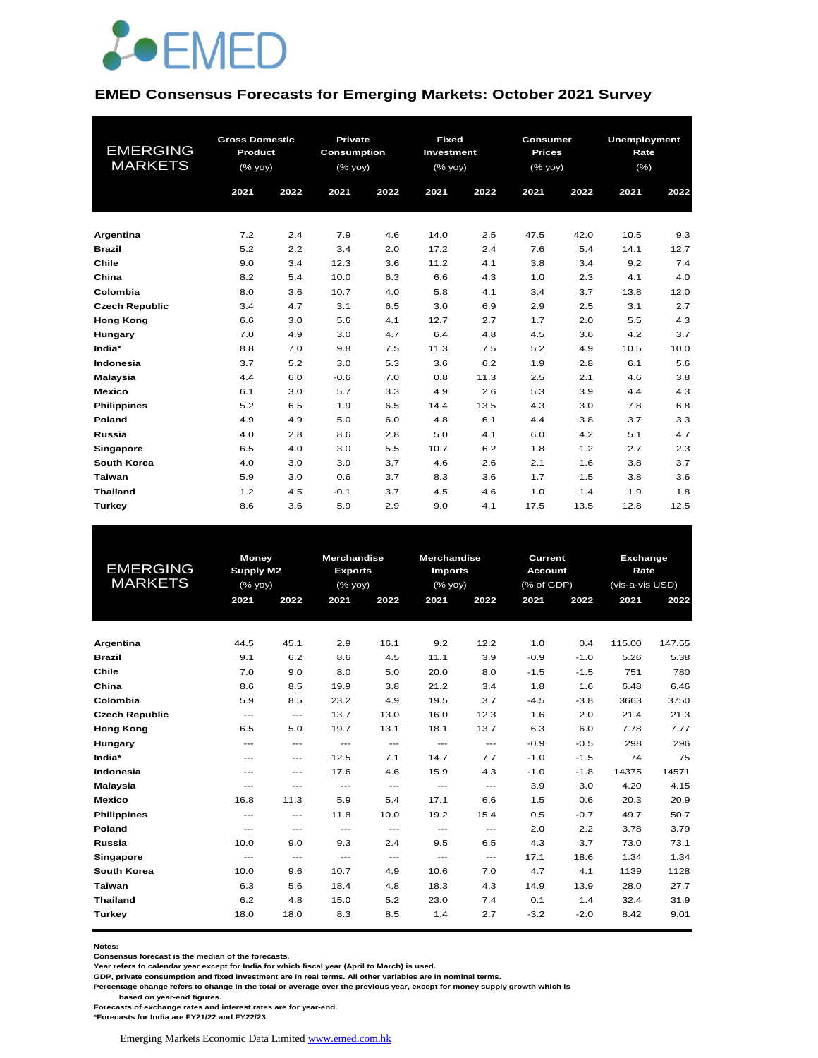# EMED

## EMED Consensus Forecasts for Emerging Markets: October 2021 Survey

| EMERGING MARKETS | Gross Domestic Product (% yoy) | | Private Consumption (% yoy) | | Fixed Investment (% yoy) | | Consumer Prices (% yoy) | | Unemployment Rate (%) | |
|---|---|---|---|---|---|---|---|---|---|---|
| | 2021 | 2022 | 2021 | 2022 | 2021 | 2022 | 2021 | 2022 | 2021 | 2022 |
| **Argentina** | 7.2 | 2.4 | 7.9 | 4.6 | 14.0 | 2.5 | 47.5 | 42.0 | 10.5 | 9.3 |
| **Brazil** | 5.2 | 2.2 | 3.4 | 2.0 | 17.2 | 2.4 | 7.6 | 5.4 | 14.1 | 12.7 |
| **Chile** | 9.0 | 3.4 | 12.3 | 3.6 | 11.2 | 4.1 | 3.8 | 3.4 | 9.2 | 7.4 |
| **China** | 8.2 | 5.4 | 10.0 | 6.3 | 6.6 | 4.3 | 1.0 | 2.3 | 4.1 | 4.0 |
| **Colombia** | 8.0 | 3.6 | 10.7 | 4.0 | 5.8 | 4.1 | 3.4 | 3.7 | 13.8 | 12.0 |
| **Czech Republic** | 3.4 | 4.7 | 3.1 | 6.5 | 3.0 | 6.9 | 2.9 | 2.5 | 3.1 | 2.7 |
| **Hong Kong** | 6.6 | 3.0 | 5.6 | 4.1 | 12.7 | 2.7 | 1.7 | 2.0 | 5.5 | 4.3 |
| **Hungary** | 7.0 | 4.9 | 3.0 | 4.7 | 6.4 | 4.8 | 4.5 | 3.6 | 4.2 | 3.7 |
| **India*** | 8.8 | 7.0 | 9.8 | 7.5 | 11.3 | 7.5 | 5.2 | 4.9 | 10.5 | 10.0 |
| **Indonesia** | 3.7 | 5.2 | 3.0 | 5.3 | 3.6 | 6.2 | 1.9 | 2.8 | 6.1 | 5.6 |
| **Malaysia** | 4.4 | 6.0 | -0.6 | 7.0 | 0.8 | 11.3 | 2.5 | 2.1 | 4.6 | 3.8 |
| **Mexico** | 6.1 | 3.0 | 5.7 | 3.3 | 4.9 | 2.6 | 5.3 | 3.9 | 4.4 | 4.3 |
| **Philippines** | 5.2 | 6.5 | 1.9 | 6.5 | 14.4 | 13.5 | 4.3 | 3.0 | 7.8 | 6.8 |
| **Poland** | 4.9 | 4.9 | 5.0 | 6.0 | 4.8 | 6.1 | 4.4 | 3.8 | 3.7 | 3.3 |
| **Russia** | 4.0 | 2.8 | 8.6 | 2.8 | 5.0 | 4.1 | 6.0 | 4.2 | 5.1 | 4.7 |
| **Singapore** | 6.5 | 4.0 | 3.0 | 5.5 | 10.7 | 6.2 | 1.8 | 1.2 | 2.7 | 2.3 |
| **South Korea** | 4.0 | 3.0 | 3.9 | 3.7 | 4.6 | 2.6 | 2.1 | 1.6 | 3.8 | 3.7 |
| **Taiwan** | 5.9 | 3.0 | 0.6 | 3.7 | 8.3 | 3.6 | 1.7 | 1.5 | 3.8 | 3.6 |
| **Thailand** | 1.2 | 4.5 | -0.1 | 3.7 | 4.5 | 4.6 | 1.0 | 1.4 | 1.9 | 1.8 |
| **Turkey** | 8.6 | 3.6 | 5.9 | 2.9 | 9.0 | 4.1 | 17.5 | 13.5 | 12.8 | 12.5 |

| EMERGING MARKETS | Money Supply M2 (% yoy) | | Merchandise Exports (% yoy) | | Merchandise Imports (% yoy) | | Current Account (% of GDP) | | Exchange Rate (vis-a-vis USD) | |
|---|---|---|---|---|---|---|---|---|---|---|
| | 2021 | 2022 | 2021 | 2022 | 2021 | 2022 | 2021 | 2022 | 2021 | 2022 |
| **Argentina** | 44.5 | 45.1 | 2.9 | 16.1 | 9.2 | 12.2 | 1.0 | 0.4 | 115.00 | 147.55 |
| **Brazil** | 9.1 | 6.2 | 8.6 | 4.5 | 11.1 | 3.9 | -0.9 | -1.0 | 5.26 | 5.38 |
| **Chile** | 7.0 | 9.0 | 8.0 | 5.0 | 20.0 | 8.0 | -1.5 | -1.5 | 751 | 780 |
| **China** | 8.6 | 8.5 | 19.9 | 3.8 | 21.2 | 3.4 | 1.8 | 1.6 | 6.48 | 6.46 |
| **Colombia** | 5.9 | 8.5 | 23.2 | 4.9 | 19.5 | 3.7 | -4.5 | -3.8 | 3663 | 3750 |
| **Czech Republic** | --- | --- | 13.7 | 13.0 | 16.0 | 12.3 | 1.6 | 2.0 | 21.4 | 21.3 |
| **Hong Kong** | 6.5 | 5.0 | 19.7 | 13.1 | 18.1 | 13.7 | 6.3 | 6.0 | 7.78 | 7.77 |
| **Hungary** | --- | --- | --- | --- | --- | --- | -0.9 | -0.5 | 298 | 296 |
| **India*** | --- | --- | 12.5 | 7.1 | 14.7 | 7.7 | -1.0 | -1.5 | 74 | 75 |
| **Indonesia** | --- | --- | 17.6 | 4.6 | 15.9 | 4.3 | -1.0 | -1.8 | 14375 | 14571 |
| **Malaysia** | --- | --- | --- | --- | --- | --- | 3.9 | 3.0 | 4.20 | 4.15 |
| **Mexico** | 16.8 | 11.3 | 5.9 | 5.4 | 17.1 | 6.6 | 1.5 | 0.6 | 20.3 | 20.9 |
| **Philippines** | --- | --- | 11.8 | 10.0 | 19.2 | 15.4 | 0.5 | -0.7 | 49.7 | 50.7 |
| **Poland** | --- | --- | --- | --- | --- | --- | 2.0 | 2.2 | 3.78 | 3.79 |
| **Russia** | 10.0 | 9.0 | 9.3 | 2.4 | 9.5 | 6.5 | 4.3 | 3.7 | 73.0 | 73.1 |
| **Singapore** | --- | --- | --- | --- | --- | --- | 17.1 | 18.6 | 1.34 | 1.34 |
| **South Korea** | 10.0 | 9.6 | 10.7 | 4.9 | 10.6 | 7.0 | 4.7 | 4.1 | 1139 | 1128 |
| **Taiwan** | 6.3 | 5.6 | 18.4 | 4.8 | 18.3 | 4.3 | 14.9 | 13.9 | 28.0 | 27.7 |
| **Thailand** | 6.2 | 4.8 | 15.0 | 5.2 | 23.0 | 7.4 | 0.1 | 1.4 | 32.4 | 31.9 |
| **Turkey** | 18.0 | 18.0 | 8.3 | 8.5 | 1.4 | 2.7 | -3.2 | -2.0 | 8.42 | 9.01 |

**Notes:**
Consensus forecast is the median of the forecasts.
Year refers to calendar year except for India for which fiscal year (April to March) is used.
GDP, private consumption and fixed investment are in real terms. All other variables are in nominal terms.
Percentage change refers to change in the total or average over the previous year, except for money supply growth which is based on year-end figures.
Forecasts of exchange rates and interest rates are for year-end.
*Forecasts for India are FY21/22 and FY22/23

Emerging Markets Economic Data Limited www.emed.com.hk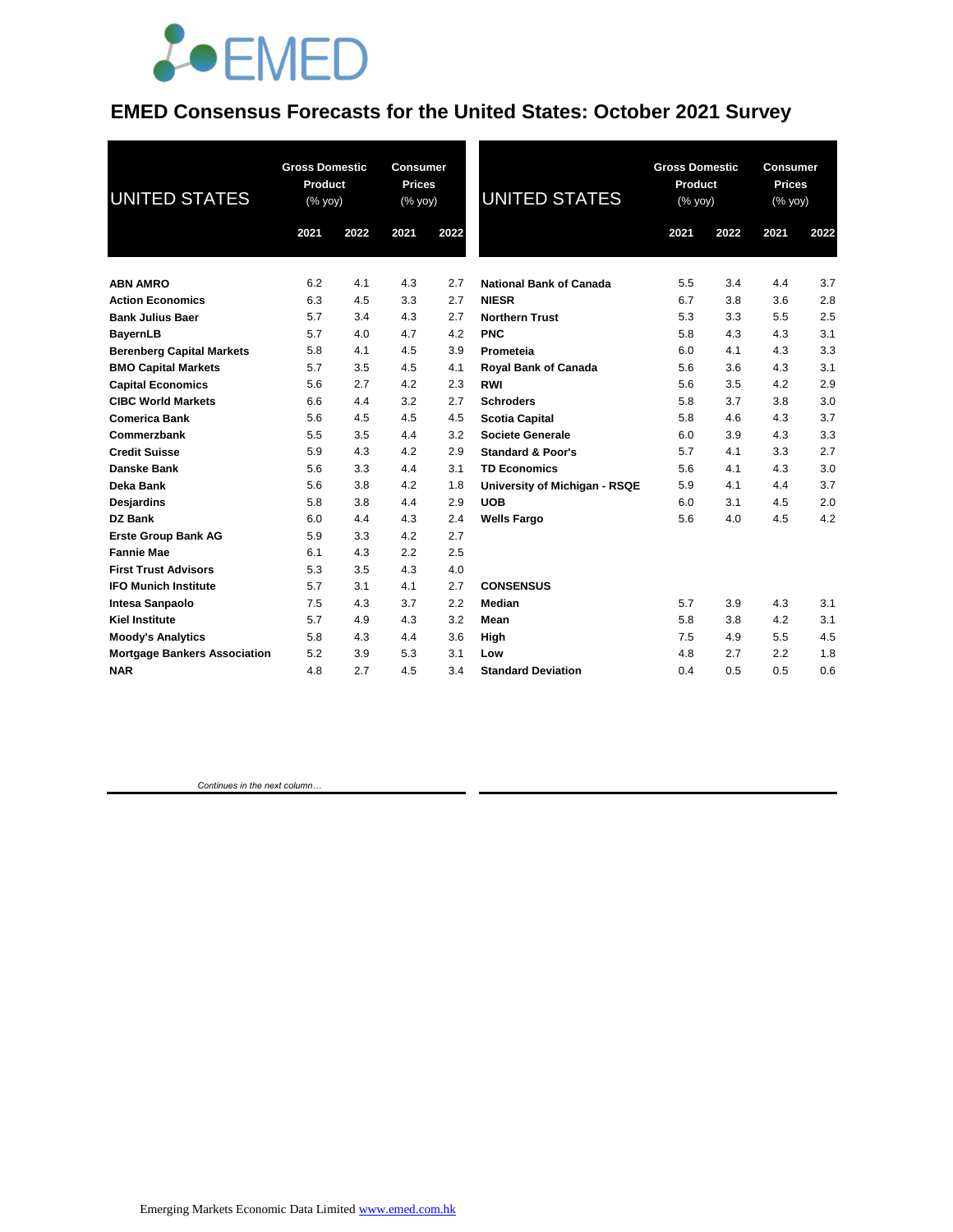# EMED Consensus Forecasts for the United States: October 2021 Survey

| UNITED STATES | Gross Domestic Product (% yoy) | | Consumer Prices (% yoy) | |
|---|---|---|---|---|
| | 2021 | 2022 | 2021 | 2022 |
| **ABN AMRO** | 6.2 | 4.1 | 4.3 | 2.7 |
| **Action Economics** | 6.3 | 4.5 | 3.3 | 2.7 |
| **Bank Julius Baer** | 5.7 | 3.4 | 4.3 | 2.7 |
| **BayernLB** | 5.7 | 4.0 | 4.7 | 4.2 |
| **Berenberg Capital Markets** | 5.8 | 4.1 | 4.5 | 3.9 |
| **BMO Capital Markets** | 5.7 | 3.5 | 4.5 | 4.1 |
| **Capital Economics** | 5.6 | 2.7 | 4.2 | 2.3 |
| **CIBC World Markets** | 6.6 | 4.4 | 3.2 | 2.7 |
| **Comerica Bank** | 5.6 | 4.5 | 4.5 | 4.5 |
| **Commerzbank** | 5.5 | 3.5 | 4.4 | 3.2 |
| **Credit Suisse** | 5.9 | 4.3 | 4.2 | 2.9 |
| **Danske Bank** | 5.6 | 3.3 | 4.4 | 3.1 |
| **Deka Bank** | 5.6 | 3.8 | 4.2 | 1.8 |
| **Desjardins** | 5.8 | 3.8 | 4.4 | 2.9 |
| **DZ Bank** | 6.0 | 4.4 | 4.3 | 2.4 |
| **Erste Group Bank AG** | 5.9 | 3.3 | 4.2 | 2.7 |
| **Fannie Mae** | 6.1 | 4.3 | 2.2 | 2.5 |
| **First Trust Advisors** | 5.3 | 3.5 | 4.3 | 4.0 |
| **IFO Munich Institute** | 5.7 | 3.1 | 4.1 | 2.7 |
| **Intesa Sanpaolo** | 7.5 | 4.3 | 3.7 | 2.2 |
| **Kiel Institute** | 5.7 | 4.9 | 4.3 | 3.2 |
| **Moody's Analytics** | 5.8 | 4.3 | 4.4 | 3.6 |
| **Mortgage Bankers Association** | 5.2 | 3.9 | 5.3 | 3.1 |
| **NAR** | 4.8 | 2.7 | 4.5 | 3.4 |
| **National Bank of Canada** | 5.5 | 3.4 | 4.4 | 3.7 |
| **NIESR** | 6.7 | 3.8 | 3.6 | 2.8 |
| **Northern Trust** | 5.3 | 3.3 | 5.5 | 2.5 |
| **PNC** | 5.8 | 4.3 | 4.3 | 3.1 |
| **Prometeia** | 6.0 | 4.1 | 4.3 | 3.3 |
| **Royal Bank of Canada** | 5.6 | 3.6 | 4.3 | 3.1 |
| **RWI** | 5.6 | 3.5 | 4.2 | 2.9 |
| **Schroders** | 5.8 | 3.7 | 3.8 | 3.0 |
| **Scotia Capital** | 5.8 | 4.6 | 4.3 | 3.7 |
| **Societe Generale** | 6.0 | 3.9 | 4.3 | 3.3 |
| **Standard & Poor's** | 5.7 | 4.1 | 3.3 | 2.7 |
| **TD Economics** | 5.6 | 4.1 | 4.3 | 3.0 |
| **University of Michigan - RSQE** | 5.9 | 4.1 | 4.4 | 3.7 |
| **UOB** | 6.0 | 3.1 | 4.5 | 2.0 |
| **Wells Fargo** | 5.6 | 4.0 | 4.5 | 4.2 |
| **CONSENSUS** | | | | |
| **Median** | 5.7 | 3.9 | 4.3 | 3.1 |
| **Mean** | 5.8 | 3.8 | 4.2 | 3.1 |
| **High** | 7.5 | 4.9 | 5.5 | 4.5 |
| **Low** | 4.8 | 2.7 | 2.2 | 1.8 |
| **Standard Deviation** | 0.4 | 0.5 | 0.5 | 0.6 |

*Continues in the next column…*

Emerging Markets Economic Data Limited www.emed.com.hk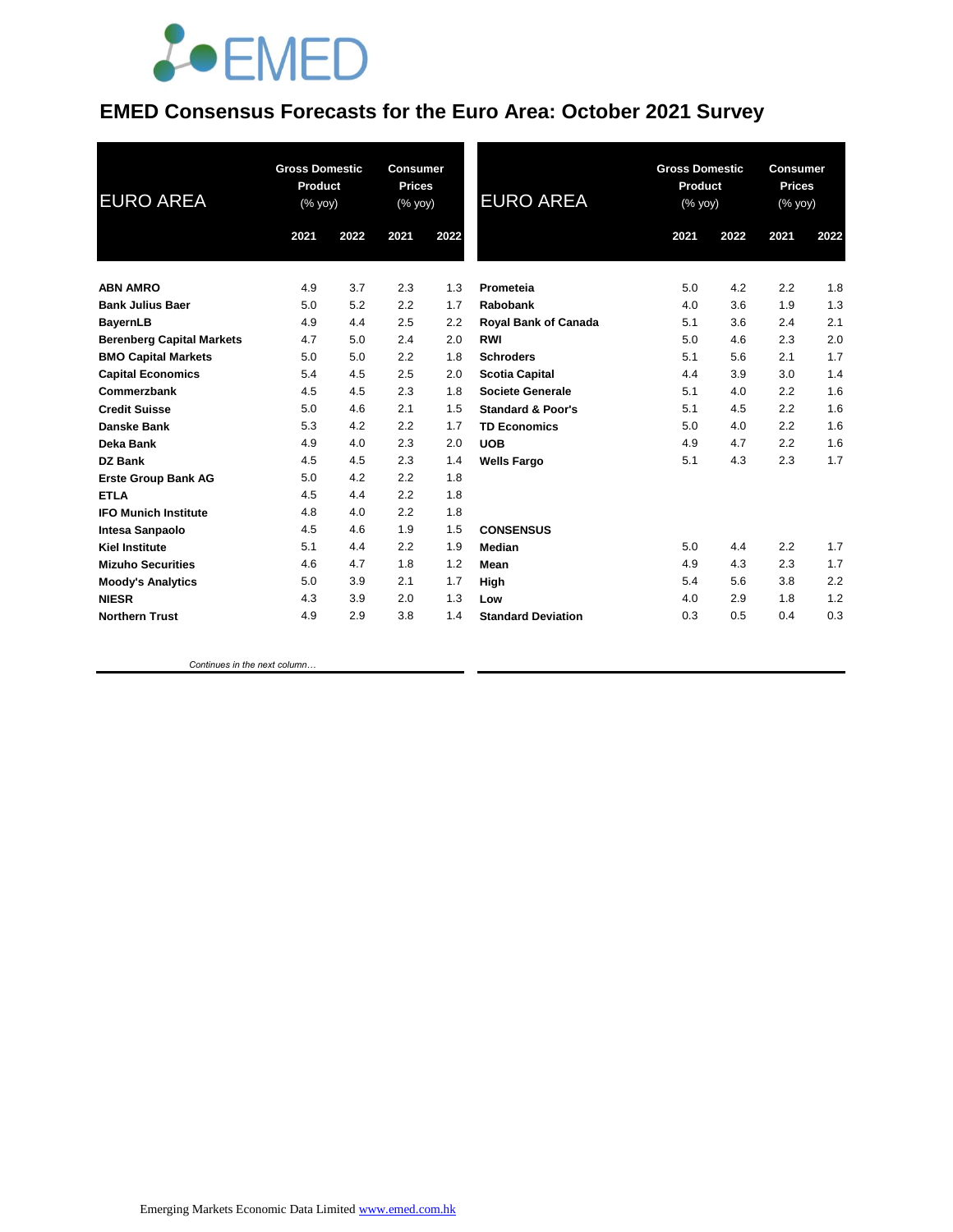# EMED Consensus Forecasts for the Euro Area: October 2021 Survey

| EURO AREA | Gross Domestic Product (% yoy) | | Consumer Prices (% yoy) | |
|---|---|---|---|---|
| | 2021 | 2022 | 2021 | 2022 |
| **ABN AMRO** | 4.9 | 3.7 | 2.3 | 1.3 |
| **Bank Julius Baer** | 5.0 | 5.2 | 2.2 | 1.7 |
| **BayernLB** | 4.9 | 4.4 | 2.5 | 2.2 |
| **Berenberg Capital Markets** | 4.7 | 5.0 | 2.4 | 2.0 |
| **BMO Capital Markets** | 5.0 | 5.0 | 2.2 | 1.8 |
| **Capital Economics** | 5.4 | 4.5 | 2.5 | 2.0 |
| **Commerzbank** | 4.5 | 4.5 | 2.3 | 1.8 |
| **Credit Suisse** | 5.0 | 4.6 | 2.1 | 1.5 |
| **Danske Bank** | 5.3 | 4.2 | 2.2 | 1.7 |
| **Deka Bank** | 4.9 | 4.0 | 2.3 | 2.0 |
| **DZ Bank** | 4.5 | 4.5 | 2.3 | 1.4 |
| **Erste Group Bank AG** | 5.0 | 4.2 | 2.2 | 1.8 |
| **ETLA** | 4.5 | 4.4 | 2.2 | 1.8 |
| **IFO Munich Institute** | 4.8 | 4.0 | 2.2 | 1.8 |
| **Intesa Sanpaolo** | 4.5 | 4.6 | 1.9 | 1.5 |
| **Kiel Institute** | 5.1 | 4.4 | 2.2 | 1.9 |
| **Mizuho Securities** | 4.6 | 4.7 | 1.8 | 1.2 |
| **Moody's Analytics** | 5.0 | 3.9 | 2.1 | 1.7 |
| **NIESR** | 4.3 | 3.9 | 2.0 | 1.3 |
| **Northern Trust** | 4.9 | 2.9 | 3.8 | 1.4 |
| **Prometeia** | 5.0 | 4.2 | 2.2 | 1.8 |
| **Rabobank** | 4.0 | 3.6 | 1.9 | 1.3 |
| **Royal Bank of Canada** | 5.1 | 3.6 | 2.4 | 2.1 |
| **RWI** | 5.0 | 4.6 | 2.3 | 2.0 |
| **Schroders** | 5.1 | 5.6 | 2.1 | 1.7 |
| **Scotia Capital** | 4.4 | 3.9 | 3.0 | 1.4 |
| **Societe Generale** | 5.1 | 4.0 | 2.2 | 1.6 |
| **Standard & Poor's** | 5.1 | 4.5 | 2.2 | 1.6 |
| **TD Economics** | 5.0 | 4.0 | 2.2 | 1.6 |
| **UOB** | 4.9 | 4.7 | 2.2 | 1.6 |
| **Wells Fargo** | 5.1 | 4.3 | 2.3 | 1.7 |
| **CONSENSUS** | | | | |
| **Median** | 5.0 | 4.4 | 2.2 | 1.7 |
| **Mean** | 4.9 | 4.3 | 2.3 | 1.7 |
| **High** | 5.4 | 5.6 | 3.8 | 2.2 |
| **Low** | 4.0 | 2.9 | 1.8 | 1.2 |
| **Standard Deviation** | 0.3 | 0.5 | 0.4 | 0.3 |

*Continues in the next column…*

Emerging Markets Economic Data Limited www.emed.com.hk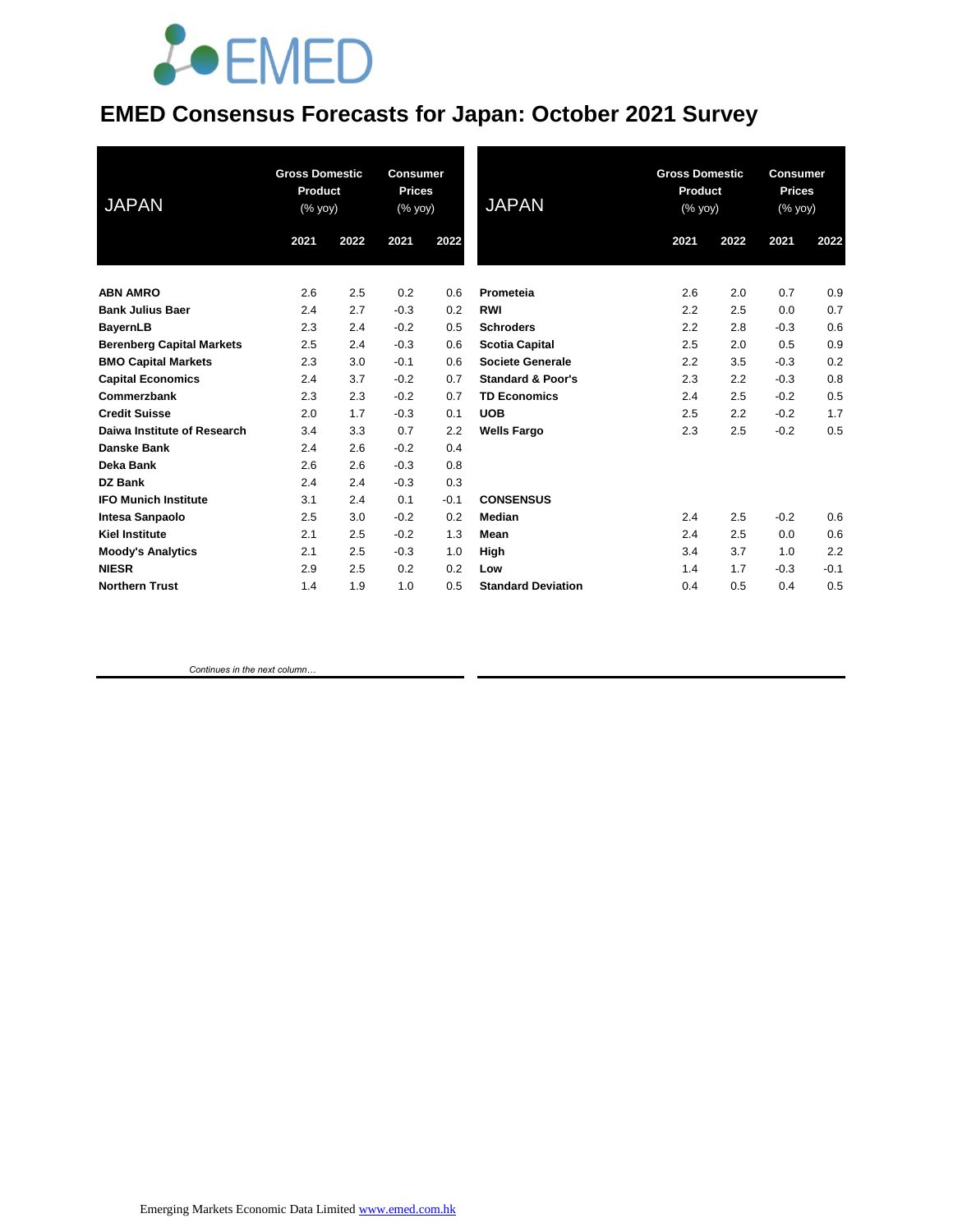# EMED Consensus Forecasts for Japan: October 2021 Survey

| JAPAN | Gross Domestic Product (% yoy) | | Consumer Prices (% yoy) | |
|---|---|---|---|---|
| | 2021 | 2022 | 2021 | 2022 |
| **ABN AMRO** | 2.6 | 2.5 | 0.2 | 0.6 |
| **Bank Julius Baer** | 2.4 | 2.7 | -0.3 | 0.2 |
| **BayernLB** | 2.3 | 2.4 | -0.2 | 0.5 |
| **Berenberg Capital Markets** | 2.5 | 2.4 | -0.3 | 0.6 |
| **BMO Capital Markets** | 2.3 | 3.0 | -0.1 | 0.6 |
| **Capital Economics** | 2.4 | 3.7 | -0.2 | 0.7 |
| **Commerzbank** | 2.3 | 2.3 | -0.2 | 0.7 |
| **Credit Suisse** | 2.0 | 1.7 | -0.3 | 0.1 |
| **Daiwa Institute of Research** | 3.4 | 3.3 | 0.7 | 2.2 |
| **Danske Bank** | 2.4 | 2.6 | -0.2 | 0.4 |
| **Deka Bank** | 2.6 | 2.6 | -0.3 | 0.8 |
| **DZ Bank** | 2.4 | 2.4 | -0.3 | 0.3 |
| **IFO Munich Institute** | 3.1 | 2.4 | 0.1 | -0.1 |
| **Intesa Sanpaolo** | 2.5 | 3.0 | -0.2 | 0.2 |
| **Kiel Institute** | 2.1 | 2.5 | -0.2 | 1.3 |
| **Moody's Analytics** | 2.1 | 2.5 | -0.3 | 1.0 |
| **NIESR** | 2.9 | 2.5 | 0.2 | 0.2 |
| **Northern Trust** | 1.4 | 1.9 | 1.0 | 0.5 |

*Continues in the next column…*

| JAPAN | Gross Domestic Product (% yoy) | | Consumer Prices (% yoy) | |
|---|---|---|---|---|
| | 2021 | 2022 | 2021 | 2022 |
| **Prometeia** | 2.6 | 2.0 | 0.7 | 0.9 |
| **RWI** | 2.2 | 2.5 | 0.0 | 0.7 |
| **Schroders** | 2.2 | 2.8 | -0.3 | 0.6 |
| **Scotia Capital** | 2.5 | 2.0 | 0.5 | 0.9 |
| **Societe Generale** | 2.2 | 3.5 | -0.3 | 0.2 |
| **Standard & Poor's** | 2.3 | 2.2 | -0.3 | 0.8 |
| **TD Economics** | 2.4 | 2.5 | -0.2 | 0.5 |
| **UOB** | 2.5 | 2.2 | -0.2 | 1.7 |
| **Wells Fargo** | 2.3 | 2.5 | -0.2 | 0.5 |
| | | | | |
| **CONSENSUS** | | | | |
| **Median** | 2.4 | 2.5 | -0.2 | 0.6 |
| **Mean** | 2.4 | 2.5 | 0.0 | 0.6 |
| **High** | 3.4 | 3.7 | 1.0 | 2.2 |
| **Low** | 1.4 | 1.7 | -0.3 | -0.1 |
| **Standard Deviation** | 0.4 | 0.5 | 0.4 | 0.5 |

Emerging Markets Economic Data Limited www.emed.com.hk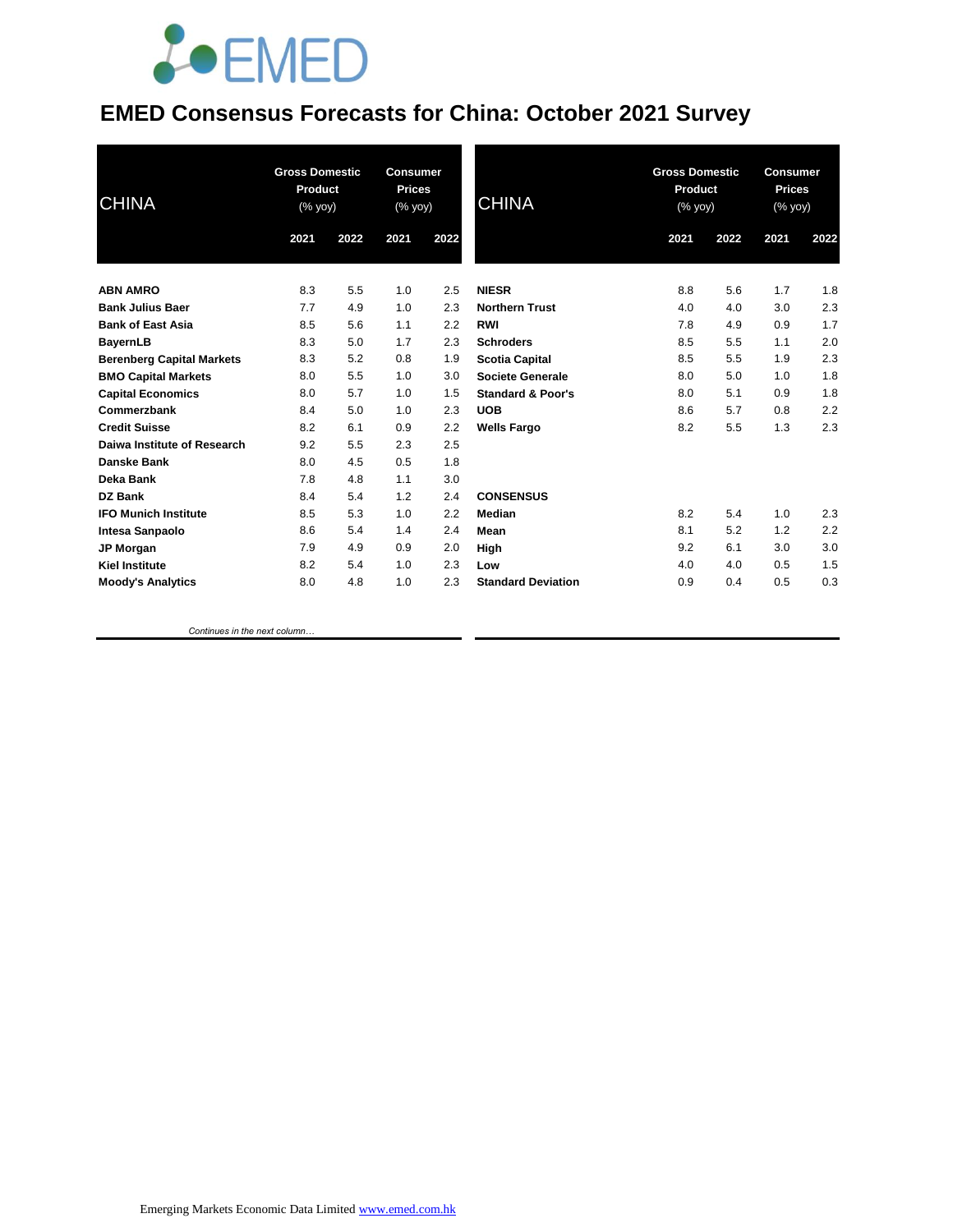# EMED Consensus Forecasts for China: October 2021 Survey

| CHINA | Gross Domestic Product (% yoy) | | Consumer Prices (% yoy) | |
|---|---|---|---|---|
| | 2021 | 2022 | 2021 | 2022 |
| **ABN AMRO** | 8.3 | 5.5 | 1.0 | 2.5 |
| **Bank Julius Baer** | 7.7 | 4.9 | 1.0 | 2.3 |
| **Bank of East Asia** | 8.5 | 5.6 | 1.1 | 2.2 |
| **BayernLB** | 8.3 | 5.0 | 1.7 | 2.3 |
| **Berenberg Capital Markets** | 8.3 | 5.2 | 0.8 | 1.9 |
| **BMO Capital Markets** | 8.0 | 5.5 | 1.0 | 3.0 |
| **Capital Economics** | 8.0 | 5.7 | 1.0 | 1.5 |
| **Commerzbank** | 8.4 | 5.0 | 1.0 | 2.3 |
| **Credit Suisse** | 8.2 | 6.1 | 0.9 | 2.2 |
| **Daiwa Institute of Research** | 9.2 | 5.5 | 2.3 | 2.5 |
| **Danske Bank** | 8.0 | 4.5 | 0.5 | 1.8 |
| **Deka Bank** | 7.8 | 4.8 | 1.1 | 3.0 |
| **DZ Bank** | 8.4 | 5.4 | 1.2 | 2.4 |
| **IFO Munich Institute** | 8.5 | 5.3 | 1.0 | 2.2 |
| **Intesa Sanpaolo** | 8.6 | 5.4 | 1.4 | 2.4 |
| **JP Morgan** | 7.9 | 4.9 | 0.9 | 2.0 |
| **Kiel Institute** | 8.2 | 5.4 | 1.0 | 2.3 |
| **Moody's Analytics** | 8.0 | 4.8 | 1.0 | 2.3 |
| **NIESR** | 8.8 | 5.6 | 1.7 | 1.8 |
| **Northern Trust** | 4.0 | 4.0 | 3.0 | 2.3 |
| **RWI** | 7.8 | 4.9 | 0.9 | 1.7 |
| **Schroders** | 8.5 | 5.5 | 1.1 | 2.0 |
| **Scotia Capital** | 8.5 | 5.5 | 1.9 | 2.3 |
| **Societe Generale** | 8.0 | 5.0 | 1.0 | 1.8 |
| **Standard & Poor's** | 8.0 | 5.1 | 0.9 | 1.8 |
| **UOB** | 8.6 | 5.7 | 0.8 | 2.2 |
| **Wells Fargo** | 8.2 | 5.5 | 1.3 | 2.3 |
| **CONSENSUS** | | | | |
| **Median** | 8.2 | 5.4 | 1.0 | 2.3 |
| **Mean** | 8.1 | 5.2 | 1.2 | 2.2 |
| **High** | 9.2 | 6.1 | 3.0 | 3.0 |
| **Low** | 4.0 | 4.0 | 0.5 | 1.5 |
| **Standard Deviation** | 0.9 | 0.4 | 0.5 | 0.3 |

*Continues in the next column…*

Emerging Markets Economic Data Limited [www.emed.com.hk](http://www.emed.com.hk)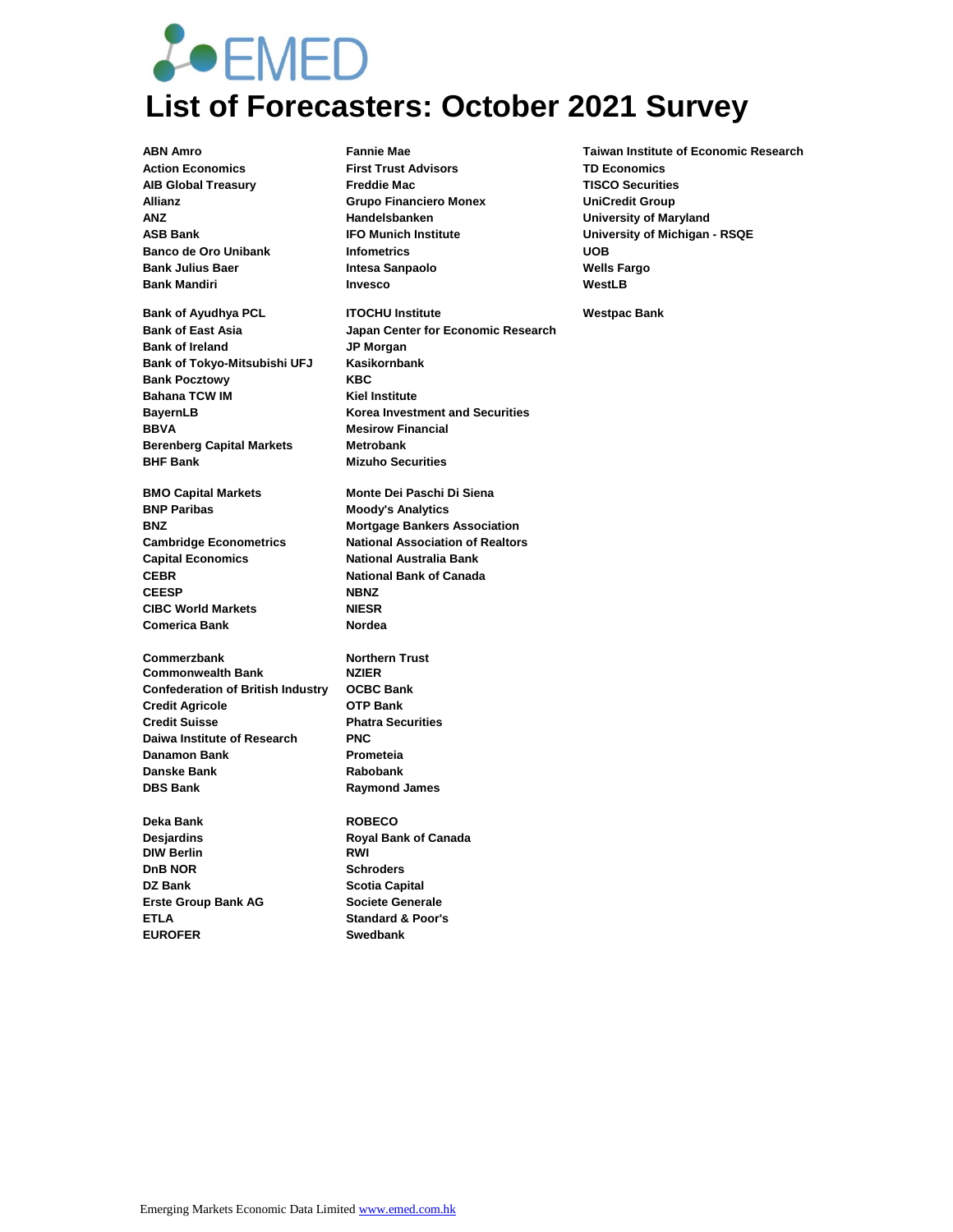EMED

# List of Forecasters: October 2021 Survey

ABN Amro
Action Economics
AIB Global Treasury
Allianz
ANZ
ASB Bank
Banco de Oro Unibank
Bank Julius Baer
Bank Mandiri

Bank of Ayudhya PCL
Bank of East Asia
Bank of Ireland
Bank of Tokyo-Mitsubishi UFJ
Bank Pocztowy
Bahana TCW IM
BayernLB
BBVA
Berenberg Capital Markets
BHF Bank

BMO Capital Markets
BNP Paribas
BNZ
Cambridge Econometrics
Capital Economics
CEBR
CEESP
CIBC World Markets
Comerica Bank

Commerzbank
Commonwealth Bank
Confederation of British Industry
Credit Agricole
Credit Suisse
Daiwa Institute of Research
Danamon Bank
Danske Bank
DBS Bank

Deka Bank
Desjardins
DIW Berlin
DnB NOR
DZ Bank
Erste Group Bank AG
ETLA
EUROFER

Fannie Mae
First Trust Advisors
Freddie Mac
Grupo Financiero Monex
Handelsbanken
IFO Munich Institute
Infometrics
Intesa Sanpaolo
Invesco

ITOCHU Institute
Japan Center for Economic Research
JP Morgan
Kasikornbank
KBC
Kiel Institute
Korea Investment and Securities
Mesirow Financial
Metrobank
Mizuho Securities

Monte Dei Paschi Di Siena
Moody's Analytics
Mortgage Bankers Association
National Association of Realtors
National Australia Bank
National Bank of Canada
NBNZ
NIESR
Nordea

Northern Trust
NZIER
OCBC Bank
OTP Bank
Phatra Securities
PNC
Prometeia
Rabobank
Raymond James

ROBECO
Royal Bank of Canada
RWI
Schroders
Scotia Capital
Societe Generale
Standard & Poor's
Swedbank

Taiwan Institute of Economic Research
TD Economics
TISCO Securities
UniCredit Group
University of Maryland
University of Michigan - RSQE
UOB
Wells Fargo
WestLB

Westpac Bank

Emerging Markets Economic Data Limited www.emed.com.hk